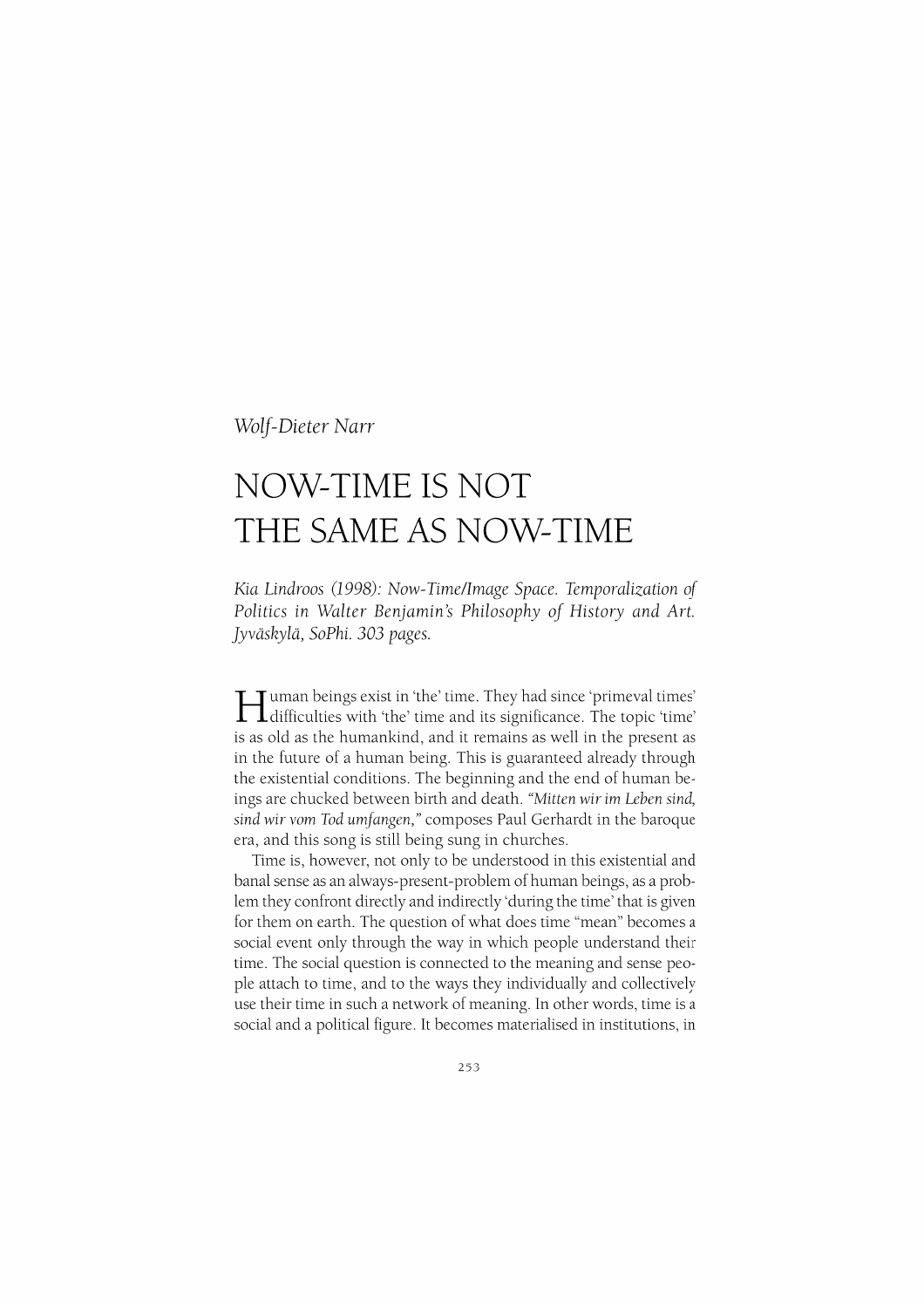*Wolf-Dieter Narr*

# NOW-TIME IS NOT THE SAME AS NOW-TIME

*Kia Lindroos (1998): Now-Time/Image Space. Temporalization of Politics in Walter Benjamin's Philosophy of History and Art. Jyväskylä, SoPhi. 303 pages.*

Human beings exist in 'the' time. They had since 'primeval times' difficulties with 'the' time and its significance. The topic 'time' is as old as the humankind, and it remains as well in the present as in the future of a human being. This is guaranteed already through the existential conditions. The beginning and the end of human beings are chucked between birth and death. *"Mitten wir im Leben sind, sind wir vom Tod umfangen,"* composes Paul Gerhardt in the baroque era, and this song is still being sung in churches.

Time is, however, not only to be understood in this existential and banal sense as an always-present-problem of human beings, as a problem they confront directly and indirectly 'during the time' that is given for them on earth. The question of what does time "mean" becomes a social event only through the way in which people understand their time. The social question is connected to the meaning and sense people attach to time, and to the ways they individually and collectively use their time in such a network of meaning. In other words, time is a social and a political figure. It becomes materialised in institutions, in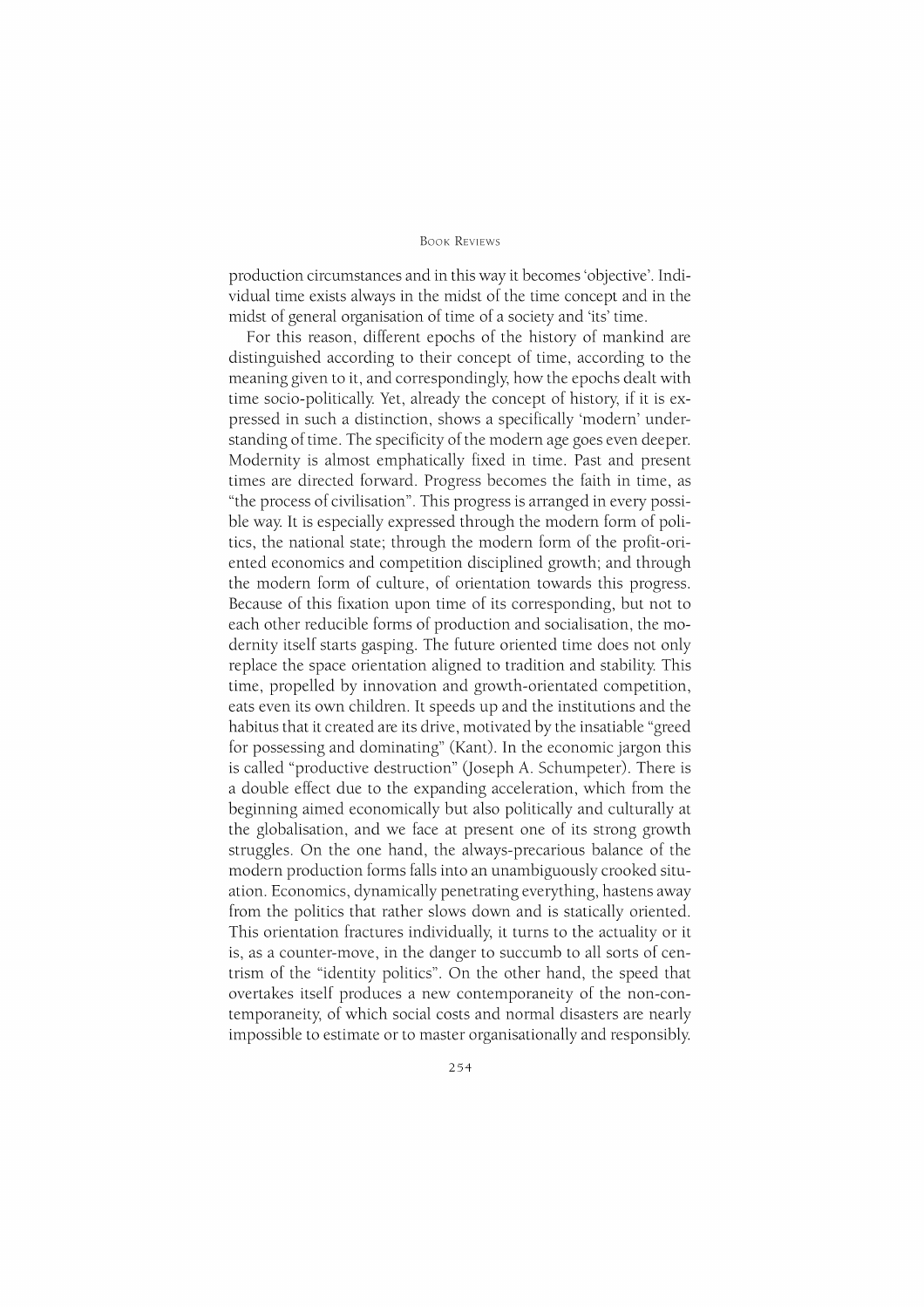production circumstances and in this way it becomes 'objective'. Individual time exists always in the midst of the time concept and in the midst of general organisation of time of a society and 'its' time.

For this reason, different epochs of the history of mankind are distinguished according to their concept of time, according to the meaning given to it, and correspondingly, how the epochs dealt with time socio-politically. Yet, already the concept of history, if it is expressed in such a distinction, shows a specifically 'modern' understanding of time. The specificity of the modern age goes even deeper. Modernity is almost emphatically fixed in time. Past and present times are directed forward. Progress becomes the faith in time, as "the process of civilisation". This progress is arranged in every possible way. It is especially expressed through the modern form of politics, the national state; through the modern form of the profit-oriented economics and competition disciplined growth; and through the modern form of culture, of orientation towards this progress. Because of this fixation upon time of its corresponding, but not to each other reducible forms of production and socialisation, the modernity itself starts gasping. The future oriented time does not only replace the space orientation aligned to tradition and stability. This time, propelled by innovation and growth-orientated competition, eats even its own children. It speeds up and the institutions and the habitus that it created are its drive, motivated by the insatiable "greed for possessing and dominating" (Kant). In the economic jargon this is called "productive destruction" (Joseph A. Schumpeter). There is a double effect due to the expanding acceleration, which from the beginning aimed economically but also politically and culturally at the globalisation, and we face at present one of its strong growth struggles. On the one hand, the always-precarious balance of the modern production forms falls into an unambiguously crooked situation. Economics, dynamically penetrating everything, hastens away from the politics that rather slows down and is statically oriented. This orientation fractures individually, it turns to the actuality or it is, as a counter-move, in the danger to succumb to all sorts of centrism of the "identity politics". On the other hand, the speed that overtakes itself produces a new contemporaneity of the non-contemporaneity, of which social costs and normal disasters are nearly impossible to estimate or to master organisationally and responsibly.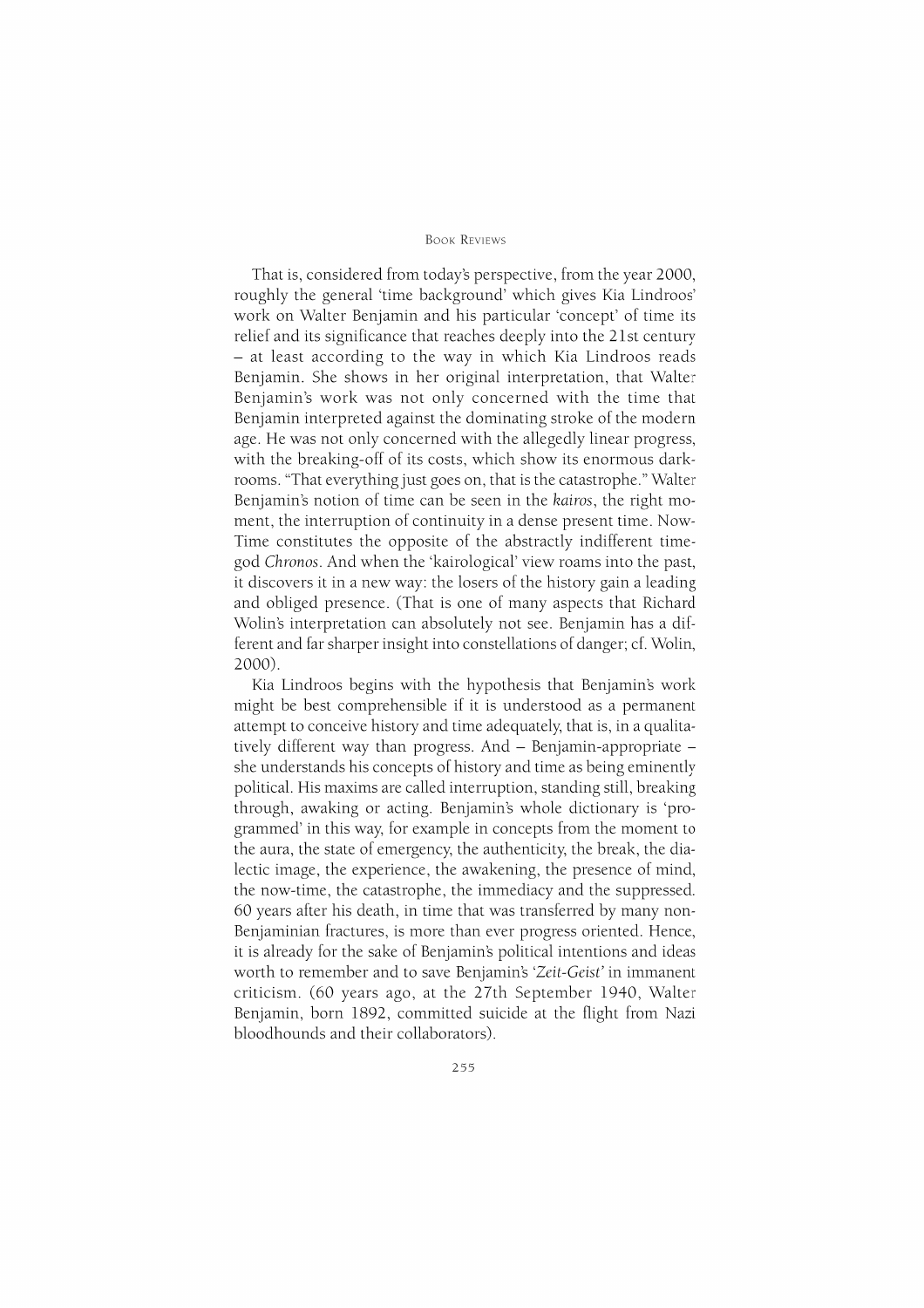That is, considered from today's perspective, from the year 2000, roughly the general 'time background' which gives Kia Lindroos' work on Walter Benjamin and his particular 'concept' of time its relief and its significance that reaches deeply into the 21st century – at least according to the way in which Kia Lindroos reads Benjamin. She shows in her original interpretation, that Walter Benjamin's work was not only concerned with the time that Benjamin interpreted against the dominating stroke of the modern age. He was not only concerned with the allegedly linear progress, with the breaking-off of its costs, which show its enormous dark-rooms. "That everything just goes on, that is the catastrophe." Walter Benjamin's notion of time can be seen in the *kairos*, the right moment, the interruption of continuity in a dense present time. Now-Time constitutes the opposite of the abstractly indifferent time-god *Chronos*. And when the 'kairological' view roams into the past, it discovers it in a new way: the losers of the history gain a leading and obliged presence. (That is one of many aspects that Richard Wolin's interpretation can absolutely not see. Benjamin has a different and far sharper insight into constellations of danger; cf. Wolin, 2000).

Kia Lindroos begins with the hypothesis that Benjamin's work might be best comprehensible if it is understood as a permanent attempt to conceive history and time adequately, that is, in a qualitatively different way than progress. And – Benjamin-appropriate – she understands his concepts of history and time as being eminently political. His maxims are called interruption, standing still, breaking through, awaking or acting. Benjamin's whole dictionary is 'programmed' in this way, for example in concepts from the moment to the aura, the state of emergency, the authenticity, the break, the dialectic image, the experience, the awakening, the presence of mind, the now-time, the catastrophe, the immediacy and the suppressed. 60 years after his death, in time that was transferred by many non-Benjaminian fractures, is more than ever progress oriented. Hence, it is already for the sake of Benjamin's political intentions and ideas worth to remember and to save Benjamin's '*Zeit-Geist'* in immanent criticism. (60 years ago, at the 27th September 1940, Walter Benjamin, born 1892, committed suicide at the flight from Nazi bloodhounds and their collaborators).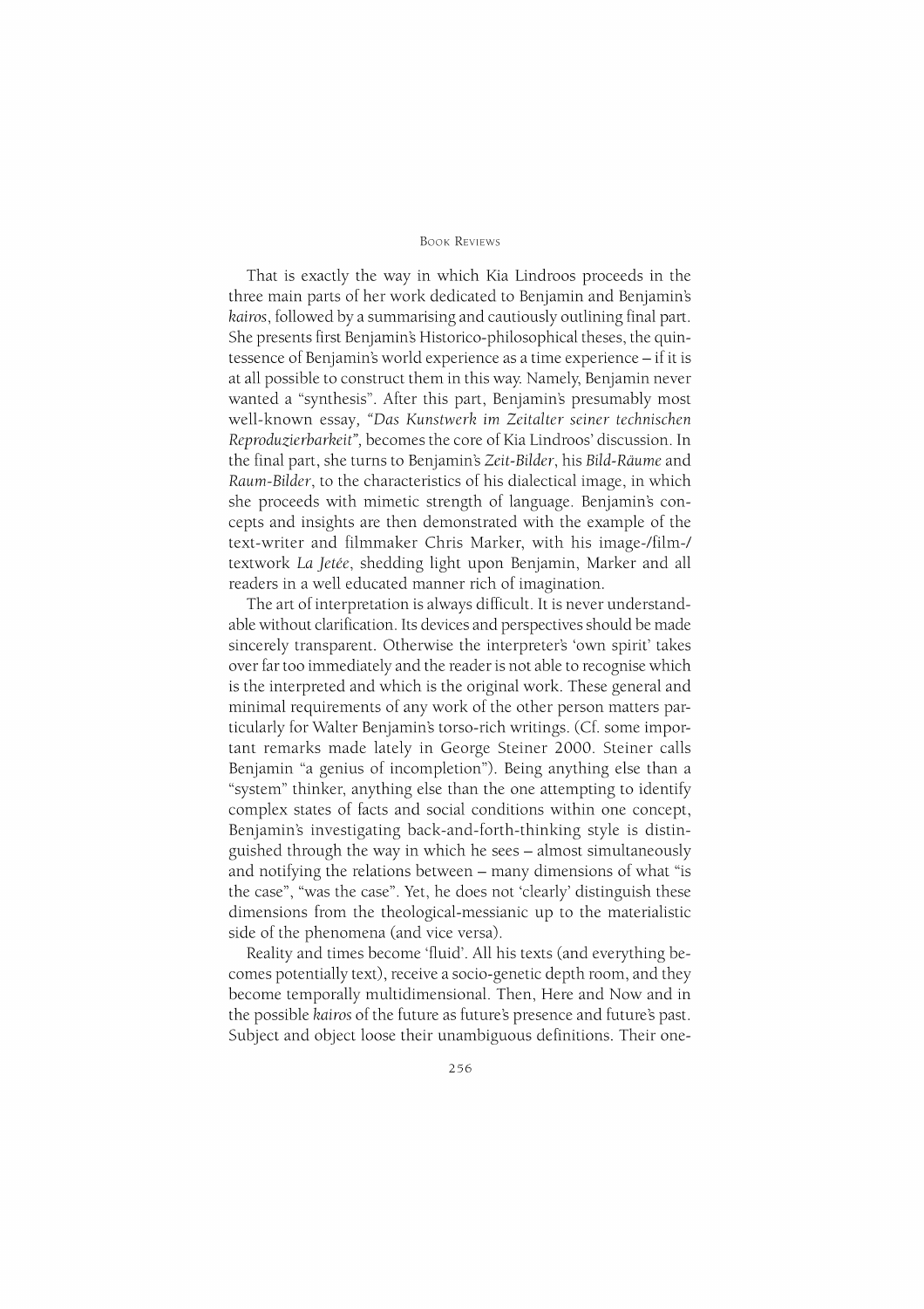That is exactly the way in which Kia Lindroos proceeds in the three main parts of her work dedicated to Benjamin and Benjamin's *kairos*, followed by a summarising and cautiously outlining final part. She presents first Benjamin's Historico-philosophical theses, the quintessence of Benjamin's world experience as a time experience – if it is at all possible to construct them in this way. Namely, Benjamin never wanted a "synthesis". After this part, Benjamin's presumably most well-known essay, *"Das Kunstwerk im Zeitalter seiner technischen Reproduzierbarkeit"*, becomes the core of Kia Lindroos' discussion. In the final part, she turns to Benjamin's *Zeit-Bilder*, his *Bild-Räume* and *Raum-Bilder*, to the characteristics of his dialectical image, in which she proceeds with mimetic strength of language. Benjamin's concepts and insights are then demonstrated with the example of the text-writer and filmmaker Chris Marker, with his image-/film-/textwork *La Jetée*, shedding light upon Benjamin, Marker and all readers in a well educated manner rich of imagination.

The art of interpretation is always difficult. It is never understandable without clarification. Its devices and perspectives should be made sincerely transparent. Otherwise the interpreter's 'own spirit' takes over far too immediately and the reader is not able to recognise which is the interpreted and which is the original work. These general and minimal requirements of any work of the other person matters particularly for Walter Benjamin's torso-rich writings. (Cf. some important remarks made lately in George Steiner 2000. Steiner calls Benjamin "a genius of incompletion"). Being anything else than a "system" thinker, anything else than the one attempting to identify complex states of facts and social conditions within one concept, Benjamin's investigating back-and-forth-thinking style is distinguished through the way in which he sees – almost simultaneously and notifying the relations between – many dimensions of what "is the case", "was the case". Yet, he does not 'clearly' distinguish these dimensions from the theological-messianic up to the materialistic side of the phenomena (and vice versa).

Reality and times become 'fluid'. All his texts (and everything becomes potentially text), receive a socio-genetic depth room, and they become temporally multidimensional. Then, Here and Now and in the possible *kairos* of the future as future's presence and future's past. Subject and object loose their unambiguous definitions. Their one-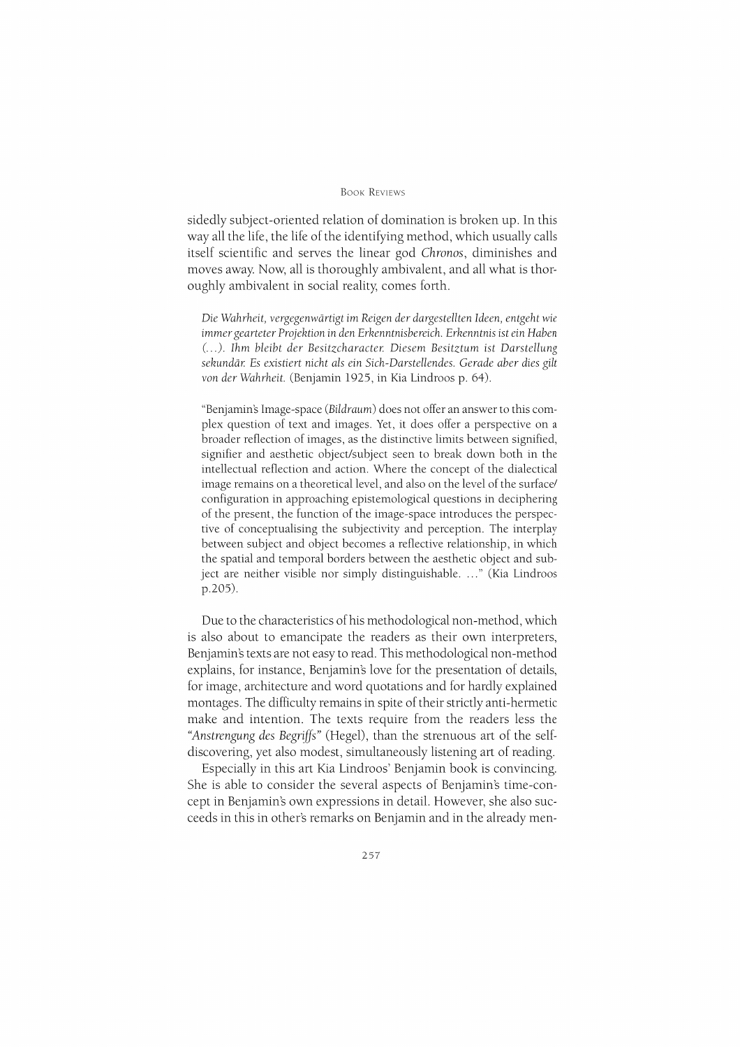sidedly subject-oriented relation of domination is broken up. In this way all the life, the life of the identifying method, which usually calls itself scientific and serves the linear god *Chronos*, diminishes and moves away. Now, all is thoroughly ambivalent, and all what is thoroughly ambivalent in social reality, comes forth.

> *Die Wahrheit, vergegenwärtigt im Reigen der dargestellten Ideen, entgeht wie immer gearteter Projektion in den Erkenntnisbereich. Erkenntnis ist ein Haben (...). Ihm bleibt der Besitzcharacter. Diesem Besitztum ist Darstellung sekundär. Es existiert nicht als ein Sich-Darstellendes. Gerade aber dies gilt von der Wahrheit.* (Benjamin 1925, in Kia Lindroos p. 64).

> "Benjamin's Image-space (*Bildraum*) does not offer an answer to this complex question of text and images. Yet, it does offer a perspective on a broader reflection of images, as the distinctive limits between signified, signifier and aesthetic object/subject seen to break down both in the intellectual reflection and action. Where the concept of the dialectical image remains on a theoretical level, and also on the level of the surface/configuration in approaching epistemological questions in deciphering of the present, the function of the image-space introduces the perspective of conceptualising the subjectivity and perception. The interplay between subject and object becomes a reflective relationship, in which the spatial and temporal borders between the aesthetic object and subject are neither visible nor simply distinguishable. ..." (Kia Lindroos p.205).

Due to the characteristics of his methodological non-method, which is also about to emancipate the readers as their own interpreters, Benjamin's texts are not easy to read. This methodological non-method explains, for instance, Benjamin's love for the presentation of details, for image, architecture and word quotations and for hardly explained montages. The difficulty remains in spite of their strictly anti-hermetic make and intention. The texts require from the readers less the *"Anstrengung des Begriffs"* (Hegel), than the strenuous art of the self-discovering, yet also modest, simultaneously listening art of reading.

Especially in this art Kia Lindroos' Benjamin book is convincing. She is able to consider the several aspects of Benjamin's time-concept in Benjamin's own expressions in detail. However, she also succeeds in this in other's remarks on Benjamin and in the already men-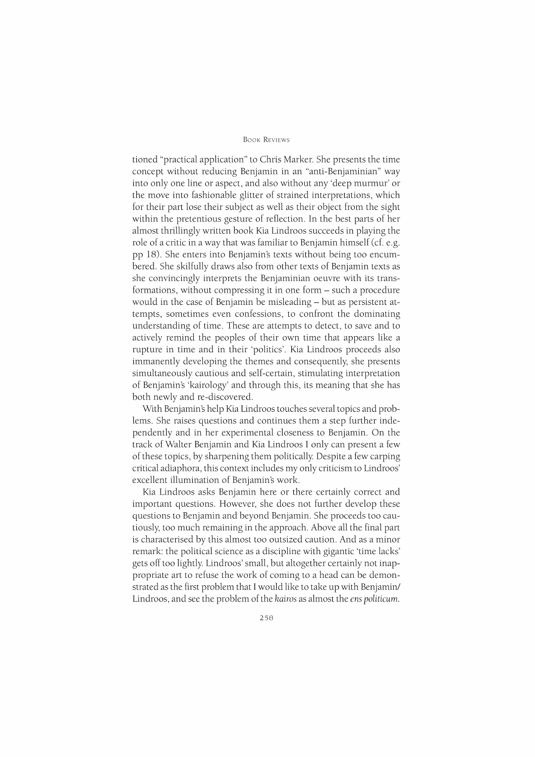tioned "practical application" to Chris Marker. She presents the time concept without reducing Benjamin in an "anti-Benjaminian" way into only one line or aspect, and also without any 'deep murmur' or the move into fashionable glitter of strained interpretations, which for their part lose their subject as well as their object from the sight within the pretentious gesture of reflection. In the best parts of her almost thrillingly written book Kia Lindroos succeeds in playing the role of a critic in a way that was familiar to Benjamin himself (cf. e.g. pp 18). She enters into Benjamin's texts without being too encumbered. She skilfully draws also from other texts of Benjamin texts as she convincingly interprets the Benjaminian oeuvre with its transformations, without compressing it in one form – such a procedure would in the case of Benjamin be misleading – but as persistent attempts, sometimes even confessions, to confront the dominating understanding of time. These are attempts to detect, to save and to actively remind the peoples of their own time that appears like a rupture in time and in their 'politics'. Kia Lindroos proceeds also immanently developing the themes and consequently, she presents simultaneously cautious and self-certain, stimulating interpretation of Benjamin's 'kairology' and through this, its meaning that she has both newly and re-discovered.

With Benjamin's help Kia Lindroos touches several topics and problems. She raises questions and continues them a step further independently and in her experimental closeness to Benjamin. On the track of Walter Benjamin and Kia Lindroos I only can present a few of these topics, by sharpening them politically. Despite a few carping critical adiaphora, this context includes my only criticism to Lindroos' excellent illumination of Benjamin's work.

Kia Lindroos asks Benjamin here or there certainly correct and important questions. However, she does not further develop these questions to Benjamin and beyond Benjamin. She proceeds too cautiously, too much remaining in the approach. Above all the final part is characterised by this almost too outsized caution. And as a minor remark: the political science as a discipline with gigantic 'time lacks' gets off too lightly. Lindroos' small, but altogether certainly not inappropriate art to refuse the work of coming to a head can be demonstrated as the first problem that I would like to take up with Benjamin/Lindroos, and see the problem of the *kairos* as almost the *ens politicum*.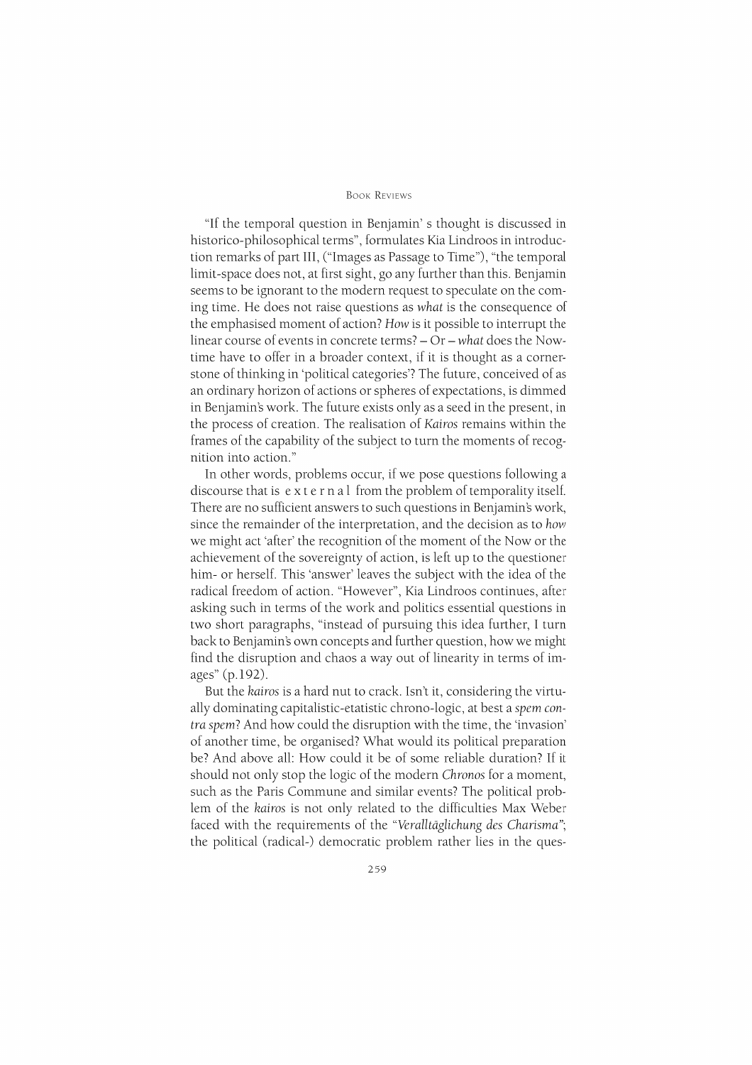"If the temporal question in Benjamin' s thought is discussed in historico-philosophical terms", formulates Kia Lindroos in introduction remarks of part III, ("Images as Passage to Time"), "the temporal limit-space does not, at first sight, go any further than this. Benjamin seems to be ignorant to the modern request to speculate on the coming time. He does not raise questions as *what* is the consequence of the emphasised moment of action? *How* is it possible to interrupt the linear course of events in concrete terms? – Or – *what* does the Now-time have to offer in a broader context, if it is thought as a cornerstone of thinking in 'political categories'? The future, conceived of as an ordinary horizon of actions or spheres of expectations, is dimmed in Benjamin's work. The future exists only as a seed in the present, in the process of creation. The realisation of *Kairos* remains within the frames of the capability of the subject to turn the moments of recognition into action."

In other words, problems occur, if we pose questions following a discourse that is e x t e r n a l from the problem of temporality itself. There are no sufficient answers to such questions in Benjamin's work, since the remainder of the interpretation, and the decision as to *how* we might act 'after' the recognition of the moment of the Now or the achievement of the sovereignty of action, is left up to the questioner him- or herself. This 'answer' leaves the subject with the idea of the radical freedom of action. "However", Kia Lindroos continues, after asking such in terms of the work and politics essential questions in two short paragraphs, "instead of pursuing this idea further, I turn back to Benjamin's own concepts and further question, how we might find the disruption and chaos a way out of linearity in terms of images" (p.192).

But the *kairos* is a hard nut to crack. Isn't it, considering the virtually dominating capitalistic-etatistic chrono-logic, at best a *spem contra spem*? And how could the disruption with the time, the 'invasion' of another time, be organised? What would its political preparation be? And above all: How could it be of some reliable duration? If it should not only stop the logic of the modern *Chronos* for a moment, such as the Paris Commune and similar events? The political problem of the *kairos* is not only related to the difficulties Max Weber faced with the requirements of the "*Veralltäglichung des Charisma*"; the political (radical-) democratic problem rather lies in the ques-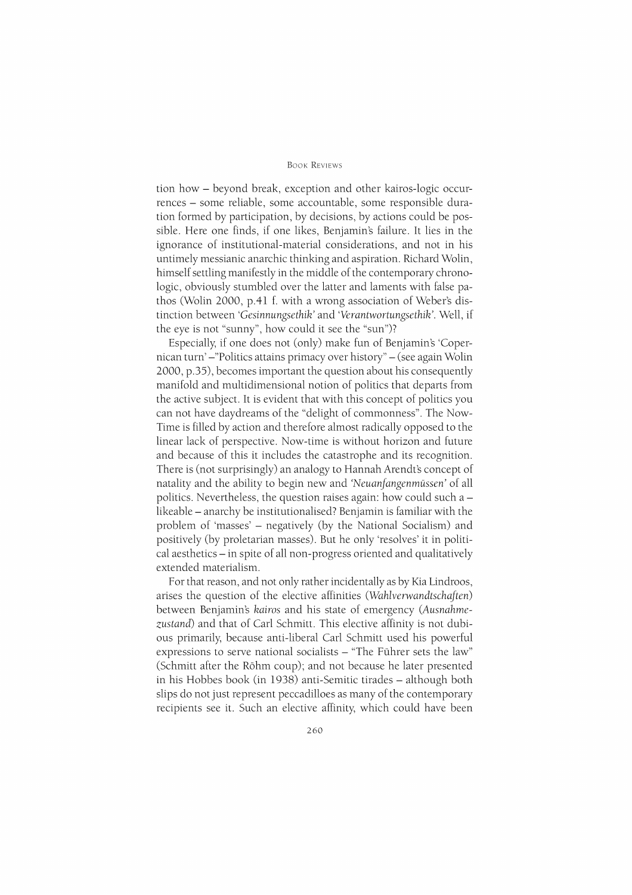tion how – beyond break, exception and other kairos-logic occurrences – some reliable, some accountable, some responsible duration formed by participation, by decisions, by actions could be possible. Here one finds, if one likes, Benjamin's failure. It lies in the ignorance of institutional-material considerations, and not in his untimely messianic anarchic thinking and aspiration. Richard Wolin, himself settling manifestly in the middle of the contemporary chronologic, obviously stumbled over the latter and laments with false pathos (Wolin 2000, p.41 f. with a wrong association of Weber's distinction between '*Gesinnungsethik*' and '*Verantwortungsethik*'. Well, if the eye is not "sunny", how could it see the "sun")?

Especially, if one does not (only) make fun of Benjamin's 'Copernican turn' –"Politics attains primacy over history" – (see again Wolin 2000, p.35), becomes important the question about his consequently manifold and multidimensional notion of politics that departs from the active subject. It is evident that with this concept of politics you can not have daydreams of the "delight of commonness". The Now-Time is filled by action and therefore almost radically opposed to the linear lack of perspective. Now-time is without horizon and future and because of this it includes the catastrophe and its recognition. There is (not surprisingly) an analogy to Hannah Arendt's concept of natality and the ability to begin new and *'Neuanfangenmüssen'* of all politics. Nevertheless, the question raises again: how could such a – likeable – anarchy be institutionalised? Benjamin is familiar with the problem of 'masses' – negatively (by the National Socialism) and positively (by proletarian masses). But he only 'resolves' it in political aesthetics – in spite of all non-progress oriented and qualitatively extended materialism.

For that reason, and not only rather incidentally as by Kia Lindroos, arises the question of the elective affinities (*Wahlverwandtschaften*) between Benjamin's *kairos* and his state of emergency (*Ausnahmezustand*) and that of Carl Schmitt. This elective affinity is not dubious primarily, because anti-liberal Carl Schmitt used his powerful expressions to serve national socialists – "The Führer sets the law" (Schmitt after the Röhm coup); and not because he later presented in his Hobbes book (in 1938) anti-Semitic tirades – although both slips do not just represent peccadilloes as many of the contemporary recipients see it. Such an elective affinity, which could have been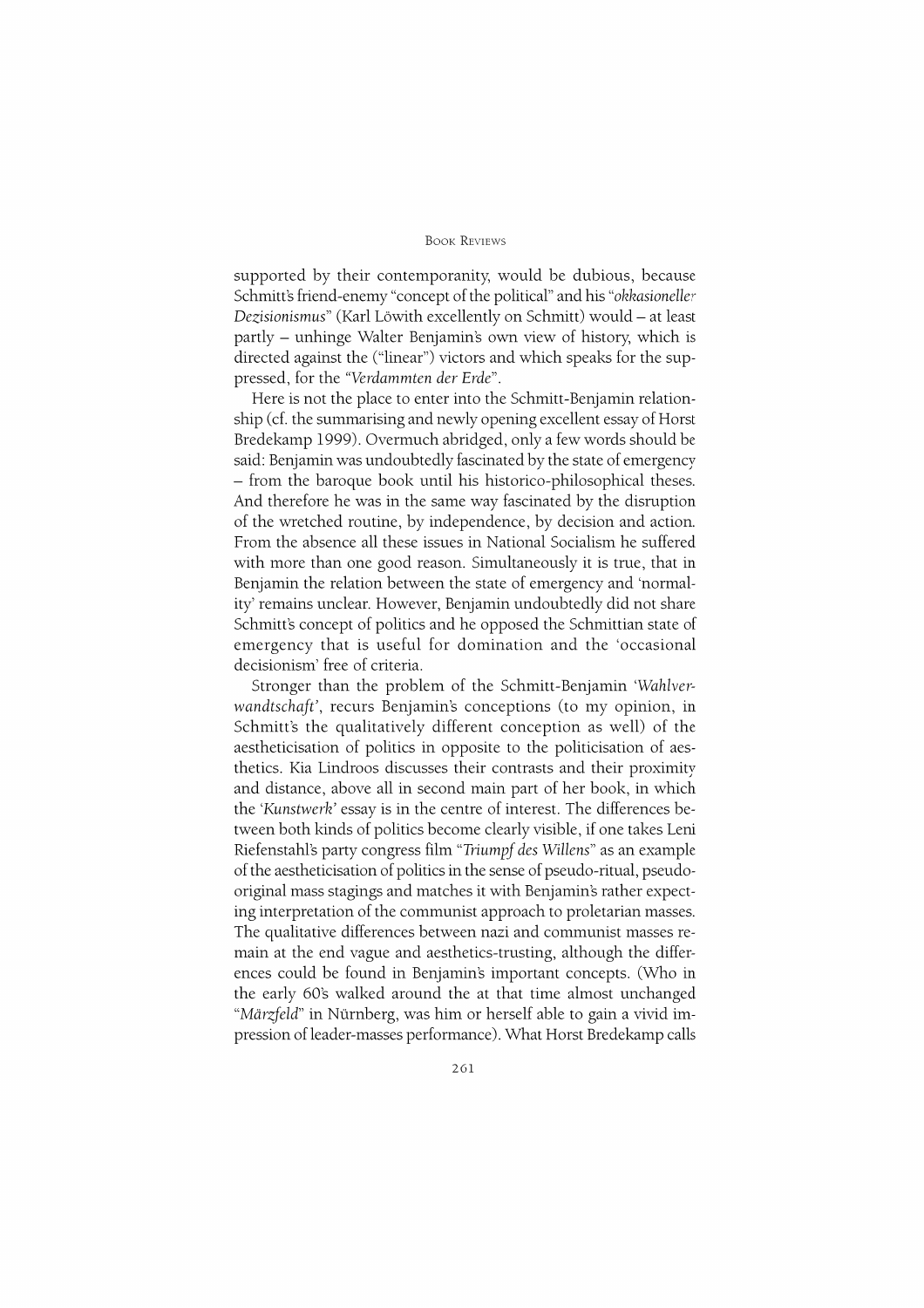supported by their contemporanity, would be dubious, because Schmitt's friend-enemy "concept of the political" and his "*okkasioneller Dezisionismus*" (Karl Löwith excellently on Schmitt) would – at least partly – unhinge Walter Benjamin's own view of history, which is directed against the ("linear") victors and which speaks for the suppressed, for the *"Verdammten der Erde"*.

Here is not the place to enter into the Schmitt-Benjamin relationship (cf. the summarising and newly opening excellent essay of Horst Bredekamp 1999). Overmuch abridged, only a few words should be said: Benjamin was undoubtedly fascinated by the state of emergency – from the baroque book until his historico-philosophical theses. And therefore he was in the same way fascinated by the disruption of the wretched routine, by independence, by decision and action. From the absence all these issues in National Socialism he suffered with more than one good reason. Simultaneously it is true, that in Benjamin the relation between the state of emergency and 'normality' remains unclear. However, Benjamin undoubtedly did not share Schmitt's concept of politics and he opposed the Schmittian state of emergency that is useful for domination and the 'occasional decisionism' free of criteria.

Stronger than the problem of the Schmitt-Benjamin '*Wahlverwandtschaft*', recurs Benjamin's conceptions (to my opinion, in Schmitt's the qualitatively different conception as well) of the aestheticisation of politics in opposite to the politicisation of aesthetics. Kia Lindroos discusses their contrasts and their proximity and distance, above all in second main part of her book, in which the '*Kunstwerk*' essay is in the centre of interest. The differences between both kinds of politics become clearly visible, if one takes Leni Riefenstahl's party congress film "*Triumpf des Willens*" as an example of the aestheticisation of politics in the sense of pseudo-ritual, pseudo-original mass stagings and matches it with Benjamin's rather expecting interpretation of the communist approach to proletarian masses. The qualitative differences between nazi and communist masses remain at the end vague and aesthetics-trusting, although the differences could be found in Benjamin's important concepts. (Who in the early 60's walked around the at that time almost unchanged "*Märzfeld*" in Nürnberg, was him or herself able to gain a vivid impression of leader-masses performance). What Horst Bredekamp calls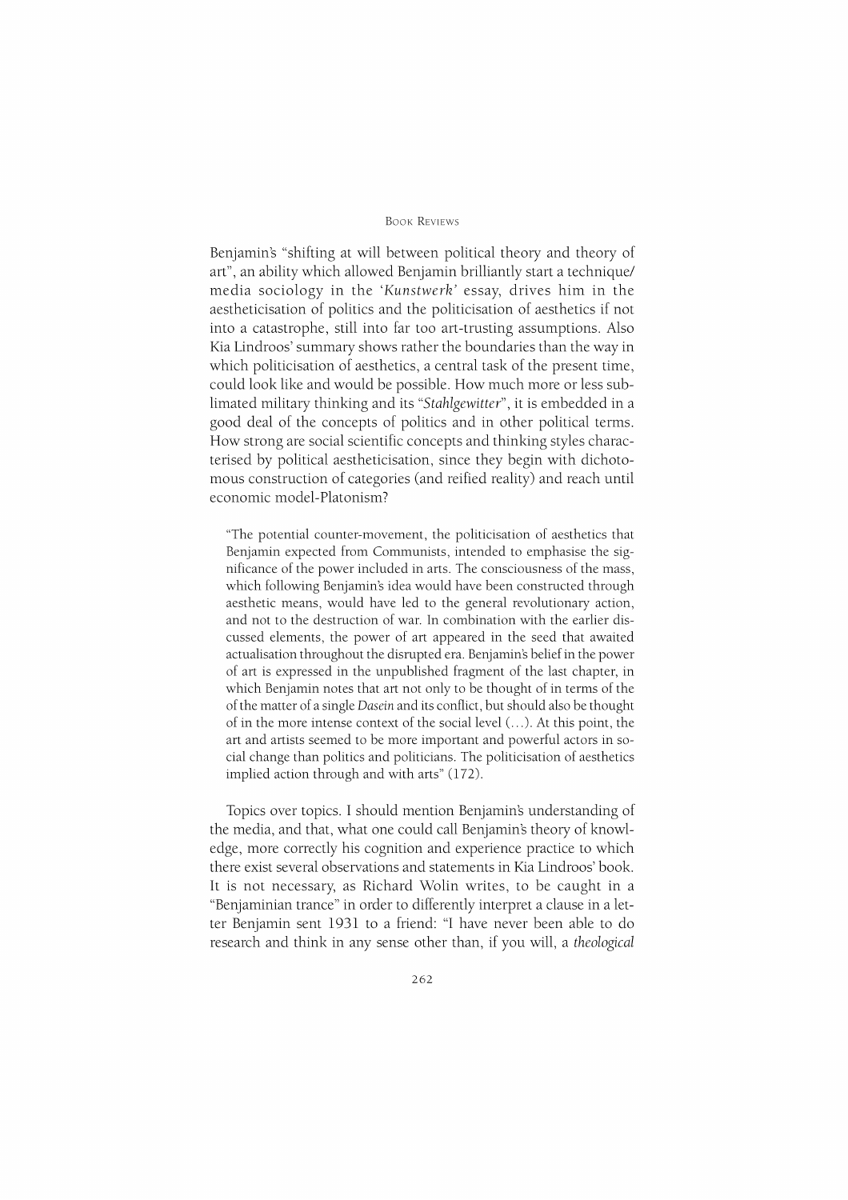Benjamin's "shifting at will between political theory and theory of art", an ability which allowed Benjamin brilliantly start a technique/ media sociology in the '*Kunstwerk*' essay, drives him in the aestheticisation of politics and the politicisation of aesthetics if not into a catastrophe, still into far too art-trusting assumptions. Also Kia Lindroos' summary shows rather the boundaries than the way in which politicisation of aesthetics, a central task of the present time, could look like and would be possible. How much more or less sublimated military thinking and its "*Stahlgewitter*", it is embedded in a good deal of the concepts of politics and in other political terms. How strong are social scientific concepts and thinking styles characterised by political aestheticisation, since they begin with dichotomous construction of categories (and reified reality) and reach until economic model-Platonism?

> "The potential counter-movement, the politicisation of aesthetics that Benjamin expected from Communists, intended to emphasise the significance of the power included in arts. The consciousness of the mass, which following Benjamin's idea would have been constructed through aesthetic means, would have led to the general revolutionary action, and not to the destruction of war. In combination with the earlier discussed elements, the power of art appeared in the seed that awaited actualisation throughout the disrupted era. Benjamin's belief in the power of art is expressed in the unpublished fragment of the last chapter, in which Benjamin notes that art not only to be thought of in terms of the of the matter of a single *Dasein* and its conflict, but should also be thought of in the more intense context of the social level (...). At this point, the art and artists seemed to be more important and powerful actors in social change than politics and politicians. The politicisation of aesthetics implied action through and with arts" (172).

Topics over topics. I should mention Benjamin's understanding of the media, and that, what one could call Benjamin's theory of knowledge, more correctly his cognition and experience practice to which there exist several observations and statements in Kia Lindroos' book. It is not necessary, as Richard Wolin writes, to be caught in a "Benjaminian trance" in order to differently interpret a clause in a letter Benjamin sent 1931 to a friend: "I have never been able to do research and think in any sense other than, if you will, a *theological*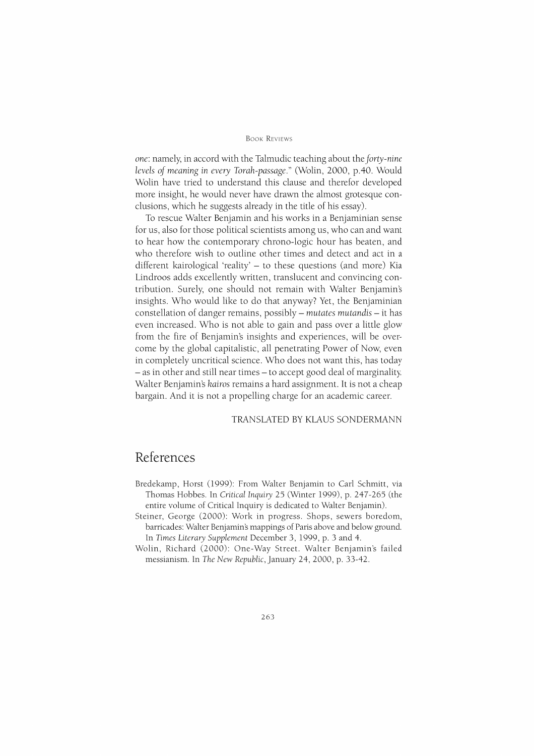*one*: namely, in accord with the Talmudic teaching about the *forty-nine levels of meaning in every Torah-passage*." (Wolin, 2000, p.40. Would Wolin have tried to understand this clause and therefor developed more insight, he would never have drawn the almost grotesque conclusions, which he suggests already in the title of his essay).

To rescue Walter Benjamin and his works in a Benjaminian sense for us, also for those political scientists among us, who can and want to hear how the contemporary chrono-logic hour has beaten, and who therefore wish to outline other times and detect and act in a different kairological 'reality' – to these questions (and more) Kia Lindroos adds excellently written, translucent and convincing contribution. Surely, one should not remain with Walter Benjamin's insights. Who would like to do that anyway? Yet, the Benjaminian constellation of danger remains, possibly – *mutates mutandis* – it has even increased. Who is not able to gain and pass over a little glow from the fire of Benjamin's insights and experiences, will be overcome by the global capitalistic, all penetrating Power of Now, even in completely uncritical science. Who does not want this, has today – as in other and still near times – to accept good deal of marginality. Walter Benjamin's *kairos* remains a hard assignment. It is not a cheap bargain. And it is not a propelling charge for an academic career.

TRANSLATED BY KLAUS SONDERMANN

## References

Bredekamp, Horst (1999): From Walter Benjamin to Carl Schmitt, via Thomas Hobbes. In *Critical Inquiry* 25 (Winter 1999), p. 247-265 (the entire volume of Critical Inquiry is dedicated to Walter Benjamin).

Steiner, George (2000): Work in progress. Shops, sewers boredom, barricades: Walter Benjamin's mappings of Paris above and below ground. In *Times Literary Supplement* December 3, 1999, p. 3 and 4.

Wolin, Richard (2000): One-Way Street. Walter Benjamin's failed messianism. In *The New Republic*, January 24, 2000, p. 33-42.